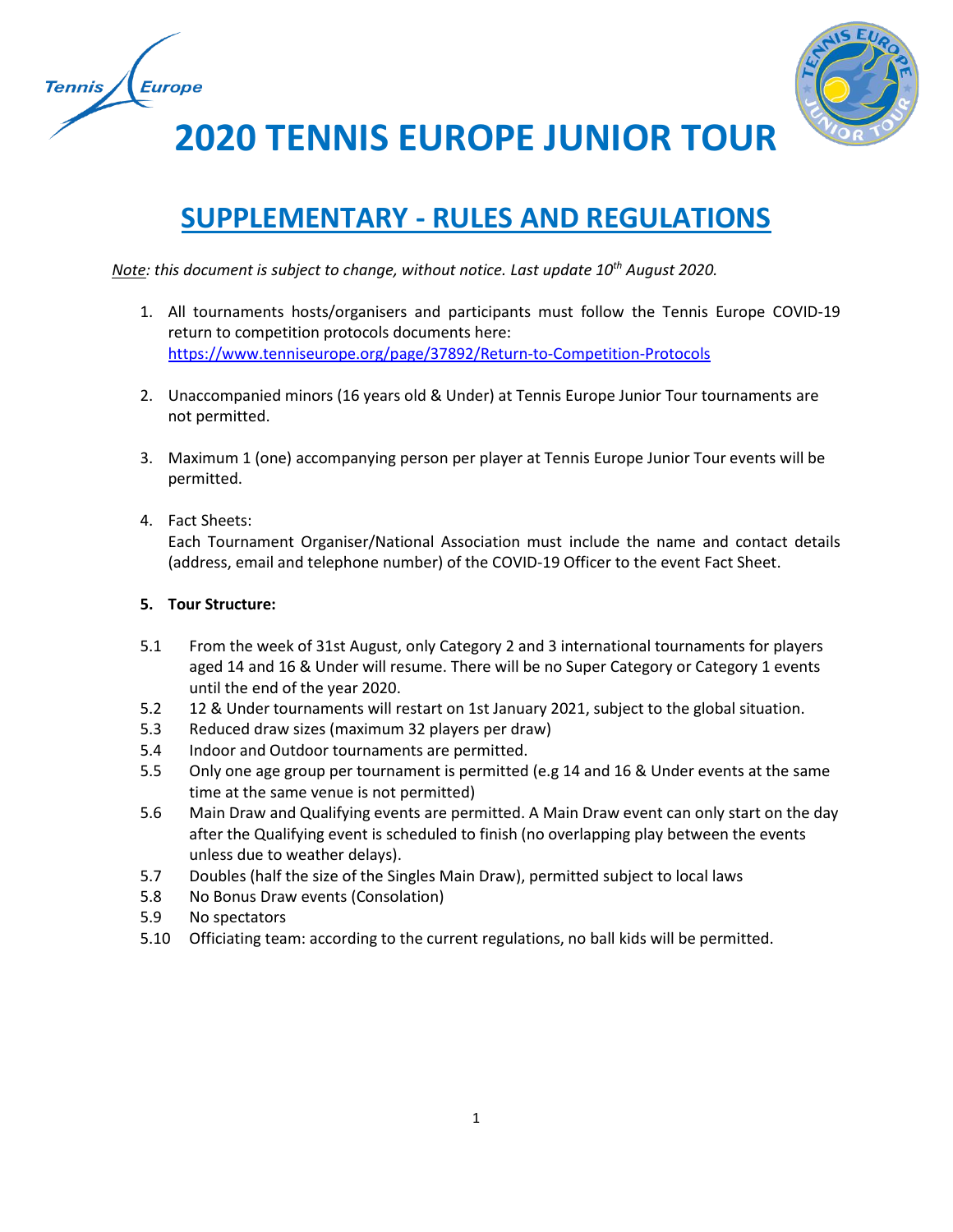# 2020 TENNIS EUROPE JUNIOR TOUR

## SUPPLEMENTARY - RULES AND REGULATIONS

*Note: this document is subject to change, without notice. Last update 10th August 2020.*

1. All tournaments hosts/organisers and participants must follow the Tennis Europe COVID-19 return to competition protocols documents here: https://www.tenniseurope.org/page/37892/Return-to-Competition-Protocols

2. Unaccompanied minors (16 years old & Under) at Tennis Europe Junior Tour tournaments are not permitted.

3. Maximum 1 (one) accompanying person per player at Tennis Europe Junior Tour events will be permitted.

4. Fact Sheets:
   Each Tournament Organiser/National Association must include the name and contact details (address, email and telephone number) of the COVID-19 Officer to the event Fact Sheet.

5. **Tour Structure:**

5.1 From the week of 31st August, only Category 2 and 3 international tournaments for players aged 14 and 16 & Under will resume. There will be no Super Category or Category 1 events until the end of the year 2020.

5.2 12 & Under tournaments will restart on 1st January 2021, subject to the global situation.

5.3 Reduced draw sizes (maximum 32 players per draw)

5.4 Indoor and Outdoor tournaments are permitted.

5.5 Only one age group per tournament is permitted (e.g 14 and 16 & Under events at the same time at the same venue is not permitted)

5.6 Main Draw and Qualifying events are permitted. A Main Draw event can only start on the day after the Qualifying event is scheduled to finish (no overlapping play between the events unless due to weather delays).

5.7 Doubles (half the size of the Singles Main Draw), permitted subject to local laws

5.8 No Bonus Draw events (Consolation)

5.9 No spectators

5.10 Officiating team: according to the current regulations, no ball kids will be permitted.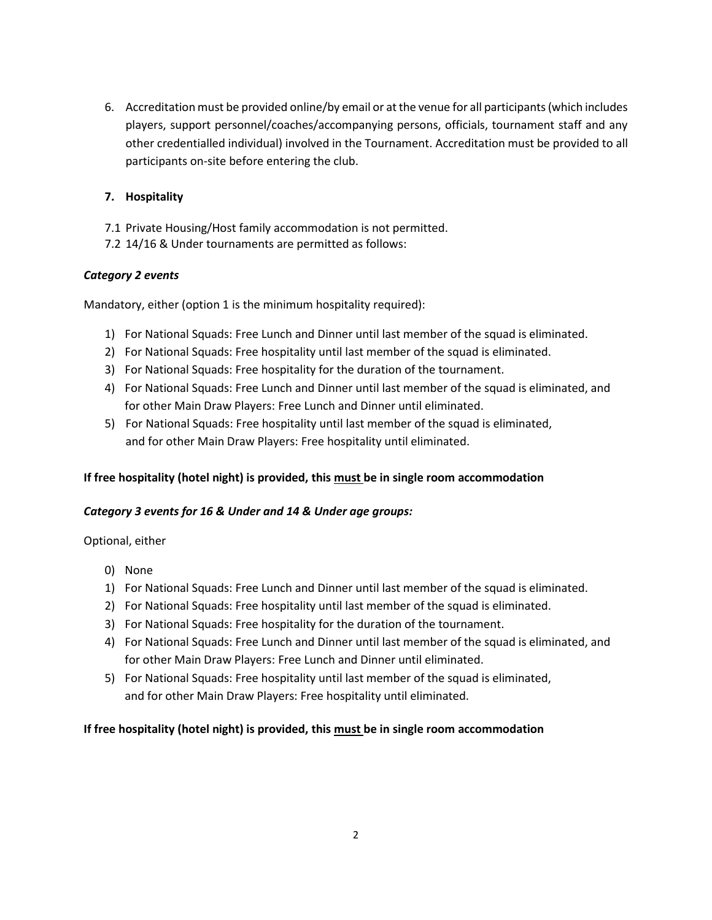6. Accreditation must be provided online/by email or at the venue for all participants (which includes players, support personnel/coaches/accompanying persons, officials, tournament staff and any other credentialled individual) involved in the Tournament. Accreditation must be provided to all participants on-site before entering the club.

7. **Hospitality**

7.1 Private Housing/Host family accommodation is not permitted.
7.2 14/16 & Under tournaments are permitted as follows:

***Category 2 events***

Mandatory, either (option 1 is the minimum hospitality required):

1) For National Squads: Free Lunch and Dinner until last member of the squad is eliminated.
2) For National Squads: Free hospitality until last member of the squad is eliminated.
3) For National Squads: Free hospitality for the duration of the tournament.
4) For National Squads: Free Lunch and Dinner until last member of the squad is eliminated, and for other Main Draw Players: Free Lunch and Dinner until eliminated.
5) For National Squads: Free hospitality until last member of the squad is eliminated, and for other Main Draw Players: Free hospitality until eliminated.

**If free hospitality (hotel night) is provided, this <u>must</u> be in single room accommodation**

***Category 3 events for 16 & Under and 14 & Under age groups:***

Optional, either

0) None
1) For National Squads: Free Lunch and Dinner until last member of the squad is eliminated.
2) For National Squads: Free hospitality until last member of the squad is eliminated.
3) For National Squads: Free hospitality for the duration of the tournament.
4) For National Squads: Free Lunch and Dinner until last member of the squad is eliminated, and for other Main Draw Players: Free Lunch and Dinner until eliminated.
5) For National Squads: Free hospitality until last member of the squad is eliminated, and for other Main Draw Players: Free hospitality until eliminated.

**If free hospitality (hotel night) is provided, this <u>must</u> be in single room accommodation**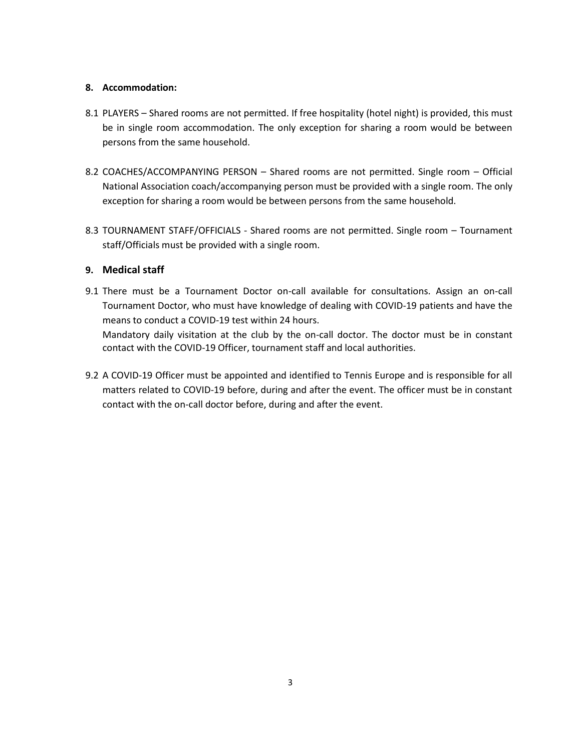## 8. Accommodation:

8.1 PLAYERS – Shared rooms are not permitted. If free hospitality (hotel night) is provided, this must be in single room accommodation. The only exception for sharing a room would be between persons from the same household.

8.2 COACHES/ACCOMPANYING PERSON – Shared rooms are not permitted. Single room – Official National Association coach/accompanying person must be provided with a single room. The only exception for sharing a room would be between persons from the same household.

8.3 TOURNAMENT STAFF/OFFICIALS - Shared rooms are not permitted. Single room – Tournament staff/Officials must be provided with a single room.

## 9. Medical staff

9.1 There must be a Tournament Doctor on-call available for consultations. Assign an on-call Tournament Doctor, who must have knowledge of dealing with COVID-19 patients and have the means to conduct a COVID-19 test within 24 hours.
Mandatory daily visitation at the club by the on-call doctor. The doctor must be in constant contact with the COVID-19 Officer, tournament staff and local authorities.

9.2 A COVID-19 Officer must be appointed and identified to Tennis Europe and is responsible for all matters related to COVID-19 before, during and after the event. The officer must be in constant contact with the on-call doctor before, during and after the event.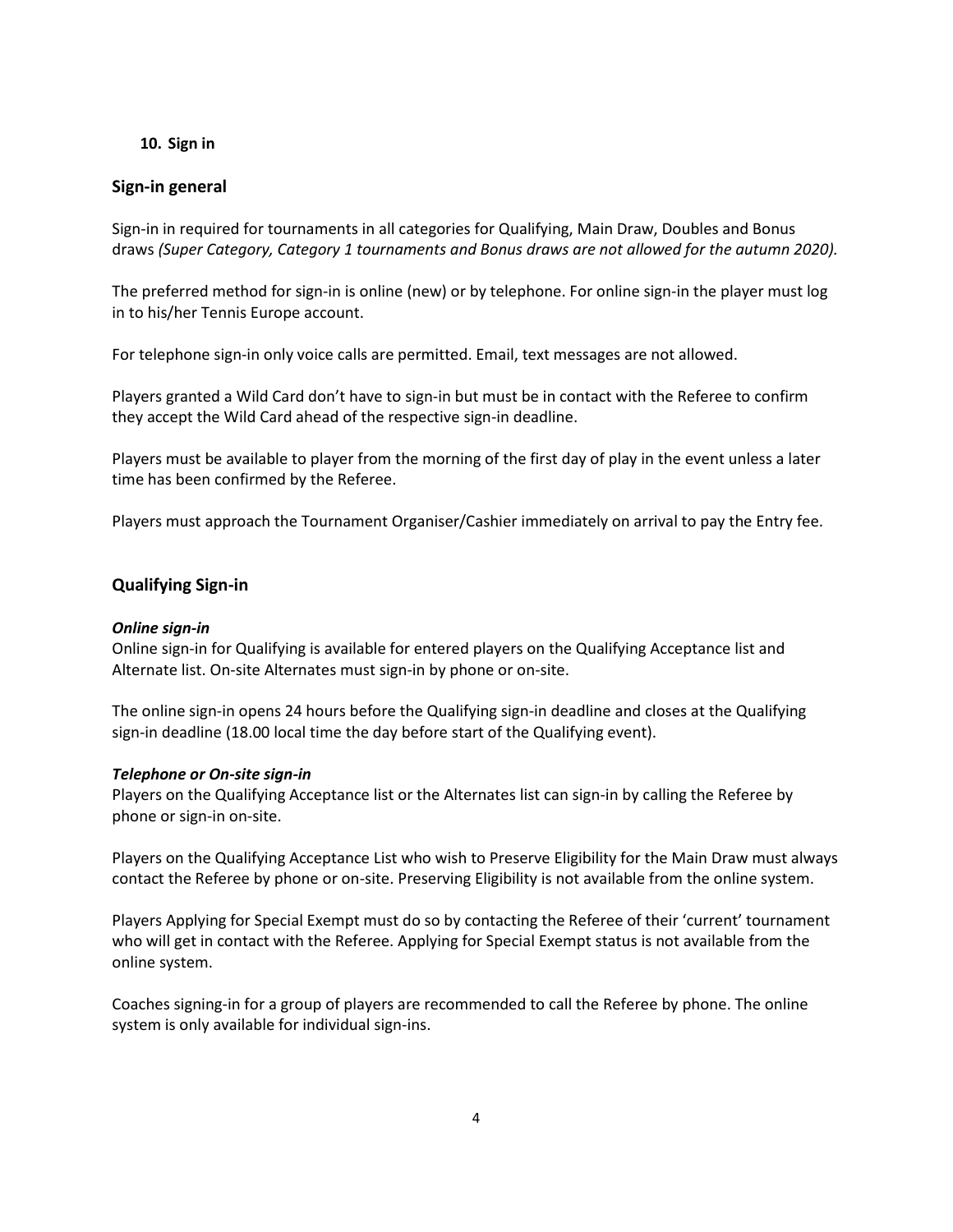## 10. Sign in

### Sign-in general

Sign-in in required for tournaments in all categories for Qualifying, Main Draw, Doubles and Bonus draws *(Super Category, Category 1 tournaments and Bonus draws are not allowed for the autumn 2020).*

The preferred method for sign-in is online (new) or by telephone. For online sign-in the player must log in to his/her Tennis Europe account.

For telephone sign-in only voice calls are permitted. Email, text messages are not allowed.

Players granted a Wild Card don't have to sign-in but must be in contact with the Referee to confirm they accept the Wild Card ahead of the respective sign-in deadline.

Players must be available to player from the morning of the first day of play in the event unless a later time has been confirmed by the Referee.

Players must approach the Tournament Organiser/Cashier immediately on arrival to pay the Entry fee.

### Qualifying Sign-in

***Online sign-in***
Online sign-in for Qualifying is available for entered players on the Qualifying Acceptance list and Alternate list. On-site Alternates must sign-in by phone or on-site.

The online sign-in opens 24 hours before the Qualifying sign-in deadline and closes at the Qualifying sign-in deadline (18.00 local time the day before start of the Qualifying event).

***Telephone or On-site sign-in***
Players on the Qualifying Acceptance list or the Alternates list can sign-in by calling the Referee by phone or sign-in on-site.

Players on the Qualifying Acceptance List who wish to Preserve Eligibility for the Main Draw must always contact the Referee by phone or on-site. Preserving Eligibility is not available from the online system.

Players Applying for Special Exempt must do so by contacting the Referee of their 'current' tournament who will get in contact with the Referee. Applying for Special Exempt status is not available from the online system.

Coaches signing-in for a group of players are recommended to call the Referee by phone. The online system is only available for individual sign-ins.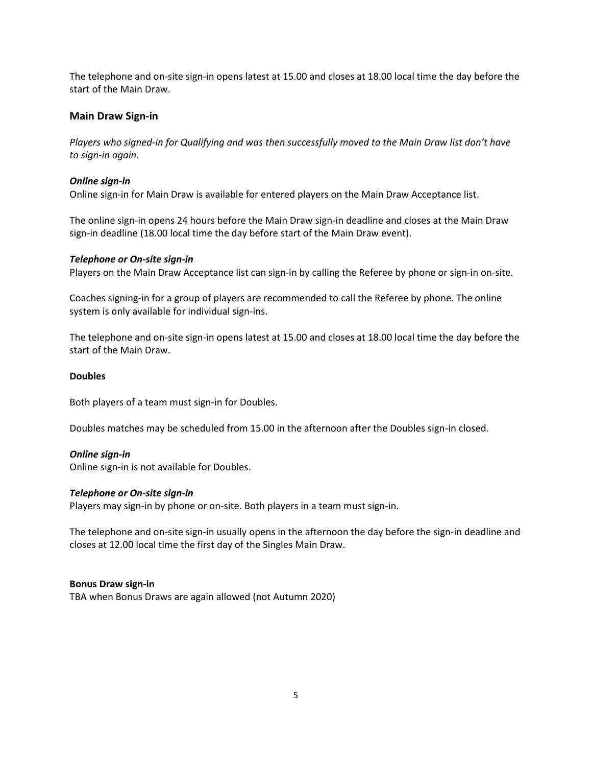The telephone and on-site sign-in opens latest at 15.00 and closes at 18.00 local time the day before the start of the Main Draw.

### Main Draw Sign-in

*Players who signed-in for Qualifying and was then successfully moved to the Main Draw list don't have to sign-in again.*

***Online sign-in***
Online sign-in for Main Draw is available for entered players on the Main Draw Acceptance list.

The online sign-in opens 24 hours before the Main Draw sign-in deadline and closes at the Main Draw sign-in deadline (18.00 local time the day before start of the Main Draw event).

***Telephone or On-site sign-in***
Players on the Main Draw Acceptance list can sign-in by calling the Referee by phone or sign-in on-site.

Coaches signing-in for a group of players are recommended to call the Referee by phone. The online system is only available for individual sign-ins.

The telephone and on-site sign-in opens latest at 15.00 and closes at 18.00 local time the day before the start of the Main Draw.

**Doubles**

Both players of a team must sign-in for Doubles.

Doubles matches may be scheduled from 15.00 in the afternoon after the Doubles sign-in closed.

***Online sign-in***
Online sign-in is not available for Doubles.

***Telephone or On-site sign-in***
Players may sign-in by phone or on-site. Both players in a team must sign-in.

The telephone and on-site sign-in usually opens in the afternoon the day before the sign-in deadline and closes at 12.00 local time the first day of the Singles Main Draw.

**Bonus Draw sign-in**
TBA when Bonus Draws are again allowed (not Autumn 2020)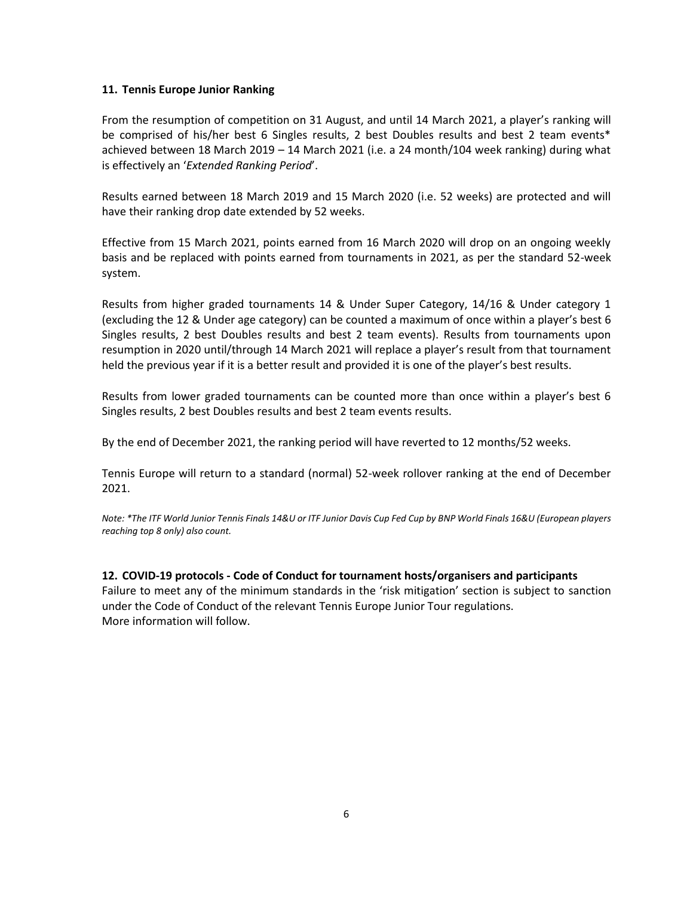## 11. Tennis Europe Junior Ranking

From the resumption of competition on 31 August, and until 14 March 2021, a player's ranking will be comprised of his/her best 6 Singles results, 2 best Doubles results and best 2 team events* achieved between 18 March 2019 – 14 March 2021 (i.e. a 24 month/104 week ranking) during what is effectively an '*Extended Ranking Period*'.

Results earned between 18 March 2019 and 15 March 2020 (i.e. 52 weeks) are protected and will have their ranking drop date extended by 52 weeks.

Effective from 15 March 2021, points earned from 16 March 2020 will drop on an ongoing weekly basis and be replaced with points earned from tournaments in 2021, as per the standard 52-week system.

Results from higher graded tournaments 14 & Under Super Category, 14/16 & Under category 1 (excluding the 12 & Under age category) can be counted a maximum of once within a player's best 6 Singles results, 2 best Doubles results and best 2 team events). Results from tournaments upon resumption in 2020 until/through 14 March 2021 will replace a player's result from that tournament held the previous year if it is a better result and provided it is one of the player's best results.

Results from lower graded tournaments can be counted more than once within a player's best 6 Singles results, 2 best Doubles results and best 2 team events results.

By the end of December 2021, the ranking period will have reverted to 12 months/52 weeks.

Tennis Europe will return to a standard (normal) 52-week rollover ranking at the end of December 2021.

*Note: *The ITF World Junior Tennis Finals 14&U or ITF Junior Davis Cup Fed Cup by BNP World Finals 16&U (European players reaching top 8 only) also count.*

## 12. COVID-19 protocols - Code of Conduct for tournament hosts/organisers and participants

Failure to meet any of the minimum standards in the 'risk mitigation' section is subject to sanction under the Code of Conduct of the relevant Tennis Europe Junior Tour regulations.
More information will follow.